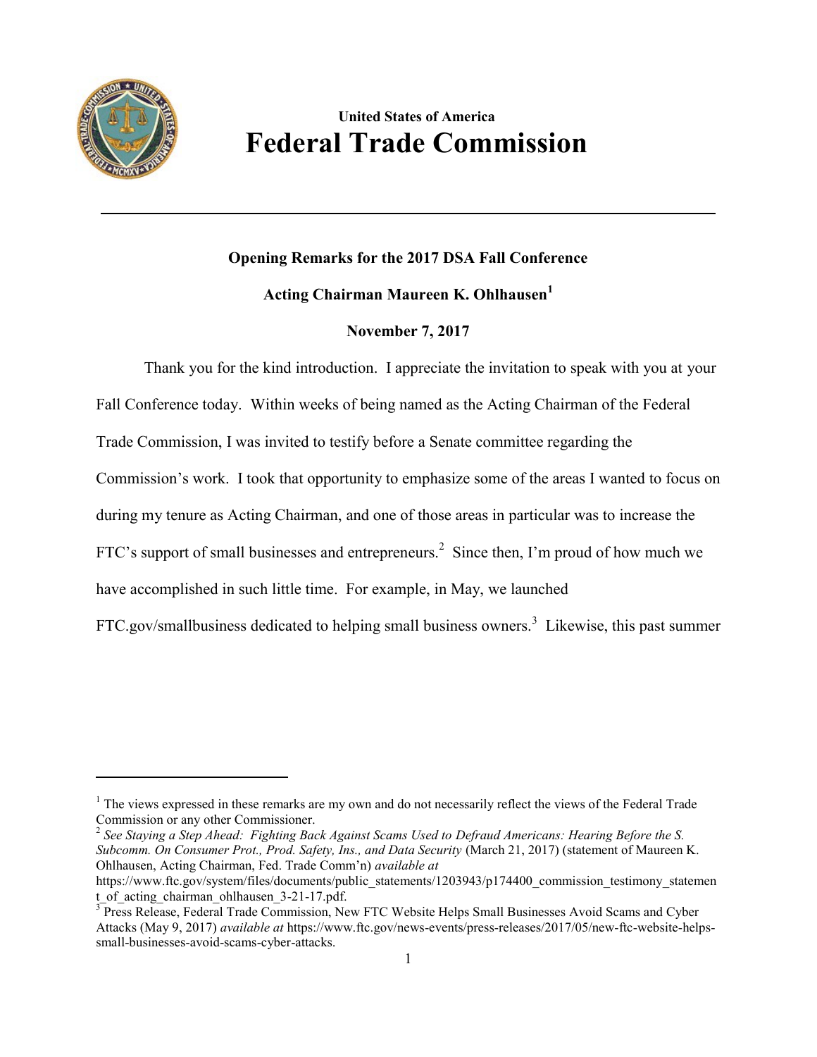**United States of America**

# Federal Trade Commission

**Opening Remarks for the 2017 DSA Fall Conference**

**Acting Chairman Maureen K. Ohlhausen[1]**

**November 7, 2017**

Thank you for the kind introduction. I appreciate the invitation to speak with you at your Fall Conference today. Within weeks of being named as the Acting Chairman of the Federal Trade Commission, I was invited to testify before a Senate committee regarding the Commission's work. I took that opportunity to emphasize some of the areas I wanted to focus on during my tenure as Acting Chairman, and one of those areas in particular was to increase the FTC's support of small businesses and entrepreneurs.[2] Since then, I'm proud of how much we have accomplished in such little time. For example, in May, we launched FTC.gov/smallbusiness dedicated to helping small business owners.[3] Likewise, this past summer

---

[1] The views expressed in these remarks are my own and do not necessarily reflect the views of the Federal Trade Commission or any other Commissioner.

[2] *See Staying a Step Ahead: Fighting Back Against Scams Used to Defraud Americans: Hearing Before the S. Subcomm. On Consumer Prot., Prod. Safety, Ins., and Data Security* (March 21, 2017) (statement of Maureen K. Ohlhausen, Acting Chairman, Fed. Trade Comm'n) *available at* https://www.ftc.gov/system/files/documents/public_statements/1203943/p174400_commission_testimony_statement_of_acting_chairman_ohlhausen_3-21-17.pdf.

[3] Press Release, Federal Trade Commission, New FTC Website Helps Small Businesses Avoid Scams and Cyber Attacks (May 9, 2017) *available at* https://www.ftc.gov/news-events/press-releases/2017/05/new-ftc-website-helps-small-businesses-avoid-scams-cyber-attacks.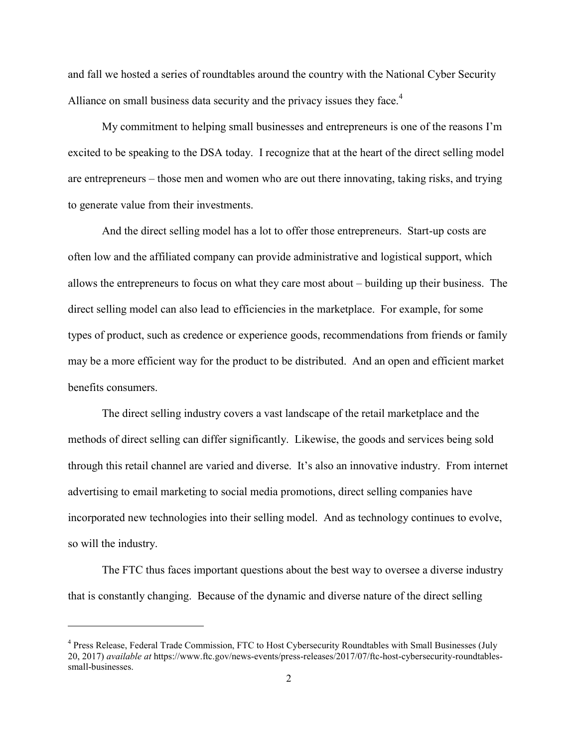and fall we hosted a series of roundtables around the country with the National Cyber Security Alliance on small business data security and the privacy issues they face.[4]

My commitment to helping small businesses and entrepreneurs is one of the reasons I'm excited to be speaking to the DSA today. I recognize that at the heart of the direct selling model are entrepreneurs – those men and women who are out there innovating, taking risks, and trying to generate value from their investments.

And the direct selling model has a lot to offer those entrepreneurs. Start-up costs are often low and the affiliated company can provide administrative and logistical support, which allows the entrepreneurs to focus on what they care most about – building up their business. The direct selling model can also lead to efficiencies in the marketplace. For example, for some types of product, such as credence or experience goods, recommendations from friends or family may be a more efficient way for the product to be distributed. And an open and efficient market benefits consumers.

The direct selling industry covers a vast landscape of the retail marketplace and the methods of direct selling can differ significantly. Likewise, the goods and services being sold through this retail channel are varied and diverse. It's also an innovative industry. From internet advertising to email marketing to social media promotions, direct selling companies have incorporated new technologies into their selling model. And as technology continues to evolve, so will the industry.

The FTC thus faces important questions about the best way to oversee a diverse industry that is constantly changing. Because of the dynamic and diverse nature of the direct selling

---

[4] Press Release, Federal Trade Commission, FTC to Host Cybersecurity Roundtables with Small Businesses (July 20, 2017) *available at* https://www.ftc.gov/news-events/press-releases/2017/07/ftc-host-cybersecurity-roundtables-small-businesses.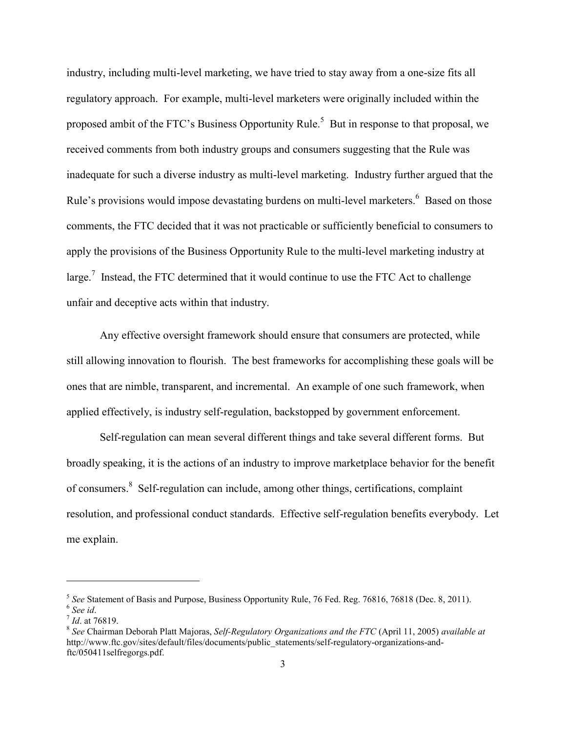industry, including multi-level marketing, we have tried to stay away from a one-size fits all regulatory approach. For example, multi-level marketers were originally included within the proposed ambit of the FTC's Business Opportunity Rule.[5] But in response to that proposal, we received comments from both industry groups and consumers suggesting that the Rule was inadequate for such a diverse industry as multi-level marketing. Industry further argued that the Rule's provisions would impose devastating burdens on multi-level marketers.[6] Based on those comments, the FTC decided that it was not practicable or sufficiently beneficial to consumers to apply the provisions of the Business Opportunity Rule to the multi-level marketing industry at large.[7] Instead, the FTC determined that it would continue to use the FTC Act to challenge unfair and deceptive acts within that industry.

Any effective oversight framework should ensure that consumers are protected, while still allowing innovation to flourish. The best frameworks for accomplishing these goals will be ones that are nimble, transparent, and incremental. An example of one such framework, when applied effectively, is industry self-regulation, backstopped by government enforcement.

Self-regulation can mean several different things and take several different forms. But broadly speaking, it is the actions of an industry to improve marketplace behavior for the benefit of consumers.[8] Self-regulation can include, among other things, certifications, complaint resolution, and professional conduct standards. Effective self-regulation benefits everybody. Let me explain.

---

[5] *See* Statement of Basis and Purpose, Business Opportunity Rule, 76 Fed. Reg. 76816, 76818 (Dec. 8, 2011).

[6] *See id*.

[7] *Id*. at 76819.

[8] *See* Chairman Deborah Platt Majoras, *Self-Regulatory Organizations and the FTC* (April 11, 2005) *available at* http://www.ftc.gov/sites/default/files/documents/public_statements/self-regulatory-organizations-and-ftc/050411selfregorgs.pdf.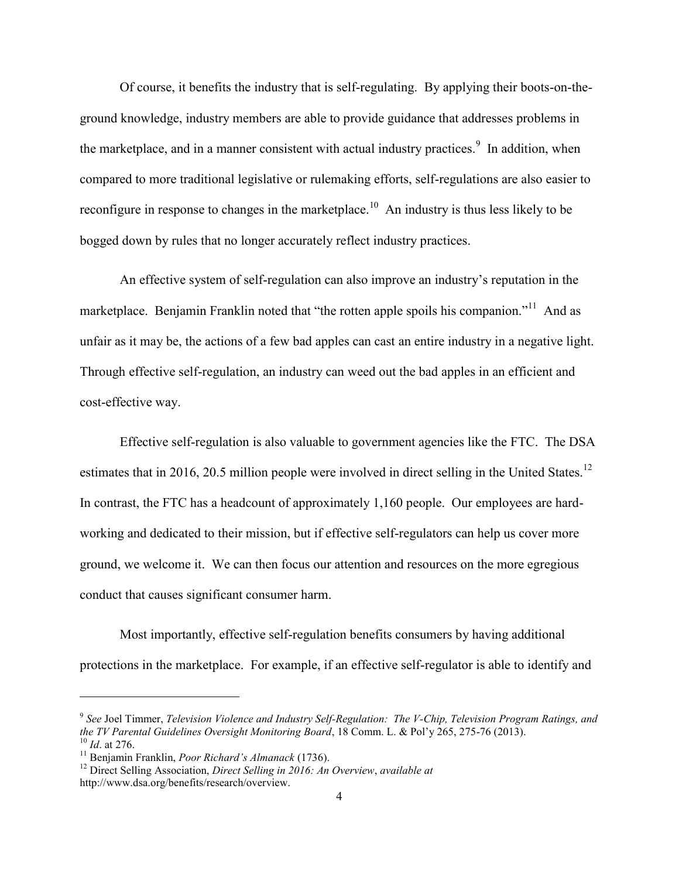Of course, it benefits the industry that is self-regulating. By applying their boots-on-the-ground knowledge, industry members are able to provide guidance that addresses problems in the marketplace, and in a manner consistent with actual industry practices.[9] In addition, when compared to more traditional legislative or rulemaking efforts, self-regulations are also easier to reconfigure in response to changes in the marketplace.[10] An industry is thus less likely to be bogged down by rules that no longer accurately reflect industry practices.

An effective system of self-regulation can also improve an industry's reputation in the marketplace. Benjamin Franklin noted that "the rotten apple spoils his companion."[11] And as unfair as it may be, the actions of a few bad apples can cast an entire industry in a negative light. Through effective self-regulation, an industry can weed out the bad apples in an efficient and cost-effective way.

Effective self-regulation is also valuable to government agencies like the FTC. The DSA estimates that in 2016, 20.5 million people were involved in direct selling in the United States.[12] In contrast, the FTC has a headcount of approximately 1,160 people. Our employees are hard-working and dedicated to their mission, but if effective self-regulators can help us cover more ground, we welcome it. We can then focus our attention and resources on the more egregious conduct that causes significant consumer harm.

Most importantly, effective self-regulation benefits consumers by having additional protections in the marketplace. For example, if an effective self-regulator is able to identify and

---

[9] *See* Joel Timmer, *Television Violence and Industry Self-Regulation: The V-Chip, Television Program Ratings, and the TV Parental Guidelines Oversight Monitoring Board*, 18 Comm. L. & Pol'y 265, 275-76 (2013).

[10] *Id*. at 276.

[11] Benjamin Franklin, *Poor Richard's Almanack* (1736).

[12] Direct Selling Association, *Direct Selling in 2016: An Overview*, *available at* http://www.dsa.org/benefits/research/overview.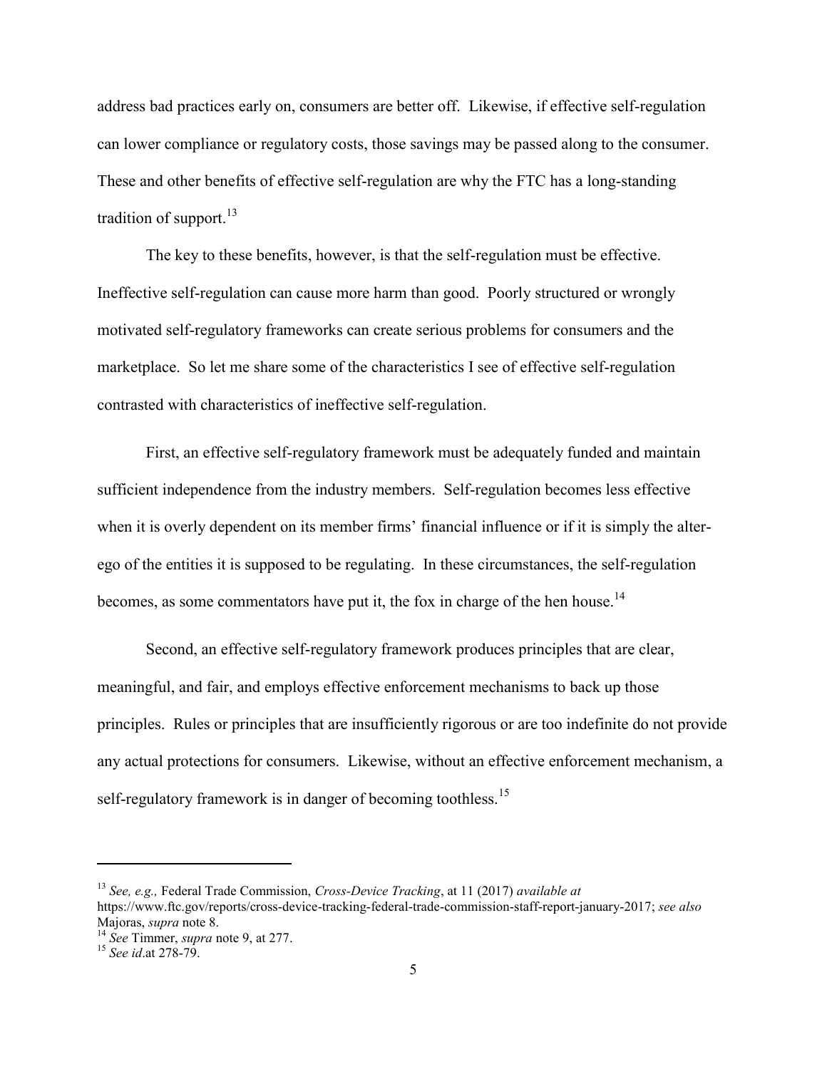address bad practices early on, consumers are better off. Likewise, if effective self-regulation can lower compliance or regulatory costs, those savings may be passed along to the consumer. These and other benefits of effective self-regulation are why the FTC has a long-standing tradition of support.[13]

The key to these benefits, however, is that the self-regulation must be effective. Ineffective self-regulation can cause more harm than good. Poorly structured or wrongly motivated self-regulatory frameworks can create serious problems for consumers and the marketplace. So let me share some of the characteristics I see of effective self-regulation contrasted with characteristics of ineffective self-regulation.

First, an effective self-regulatory framework must be adequately funded and maintain sufficient independence from the industry members. Self-regulation becomes less effective when it is overly dependent on its member firms' financial influence or if it is simply the alter-ego of the entities it is supposed to be regulating. In these circumstances, the self-regulation becomes, as some commentators have put it, the fox in charge of the hen house.[14]

Second, an effective self-regulatory framework produces principles that are clear, meaningful, and fair, and employs effective enforcement mechanisms to back up those principles. Rules or principles that are insufficiently rigorous or are too indefinite do not provide any actual protections for consumers. Likewise, without an effective enforcement mechanism, a self-regulatory framework is in danger of becoming toothless.[15]

---

[13] *See, e.g.,* Federal Trade Commission, *Cross-Device Tracking*, at 11 (2017) *available at* https://www.ftc.gov/reports/cross-device-tracking-federal-trade-commission-staff-report-january-2017; *see also* Majoras, *supra* note 8.

[14] *See* Timmer, *supra* note 9, at 277.

[15] *See id.*at 278-79.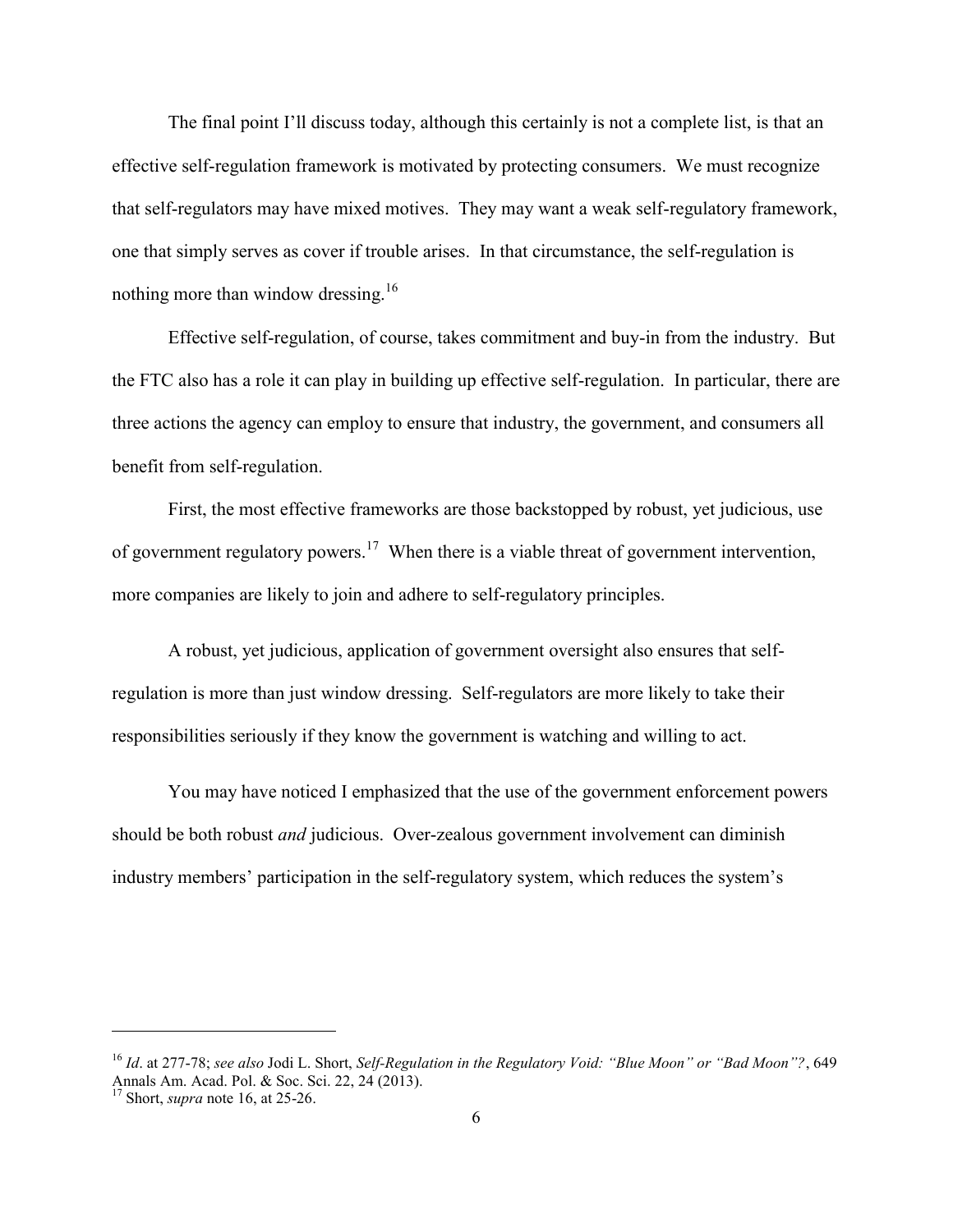The final point I'll discuss today, although this certainly is not a complete list, is that an effective self-regulation framework is motivated by protecting consumers. We must recognize that self-regulators may have mixed motives. They may want a weak self-regulatory framework, one that simply serves as cover if trouble arises. In that circumstance, the self-regulation is nothing more than window dressing.[16]

Effective self-regulation, of course, takes commitment and buy-in from the industry. But the FTC also has a role it can play in building up effective self-regulation. In particular, there are three actions the agency can employ to ensure that industry, the government, and consumers all benefit from self-regulation.

First, the most effective frameworks are those backstopped by robust, yet judicious, use of government regulatory powers.[17] When there is a viable threat of government intervention, more companies are likely to join and adhere to self-regulatory principles.

A robust, yet judicious, application of government oversight also ensures that self-regulation is more than just window dressing. Self-regulators are more likely to take their responsibilities seriously if they know the government is watching and willing to act.

You may have noticed I emphasized that the use of the government enforcement powers should be both robust *and* judicious. Over-zealous government involvement can diminish industry members' participation in the self-regulatory system, which reduces the system's

---

[16] *Id*. at 277-78; *see also* Jodi L. Short, *Self-Regulation in the Regulatory Void: "Blue Moon" or "Bad Moon"?*, 649 Annals Am. Acad. Pol. & Soc. Sci. 22, 24 (2013).

[17] Short, *supra* note 16, at 25-26.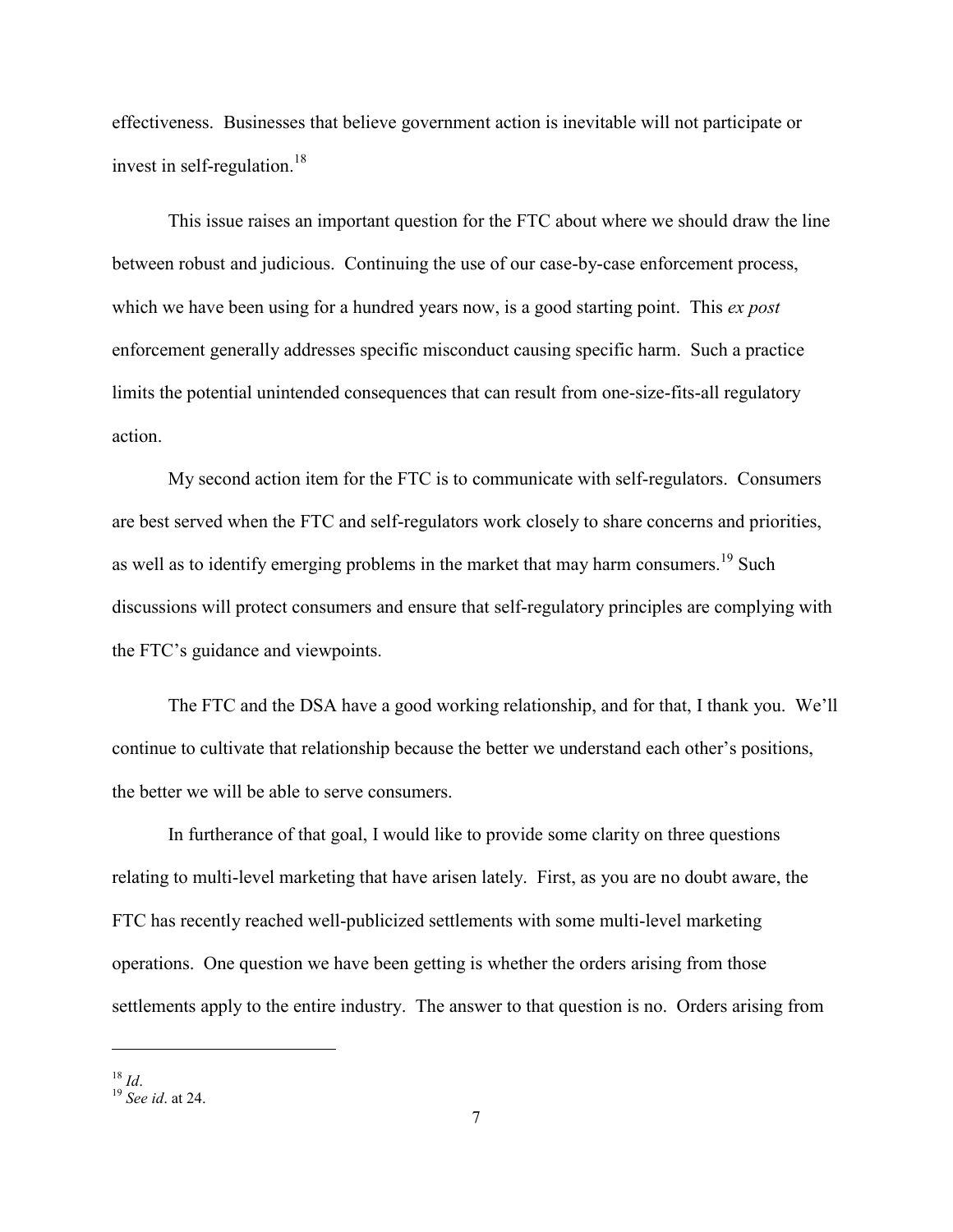effectiveness. Businesses that believe government action is inevitable will not participate or invest in self-regulation.[18]

This issue raises an important question for the FTC about where we should draw the line between robust and judicious. Continuing the use of our case-by-case enforcement process, which we have been using for a hundred years now, is a good starting point. This *ex post* enforcement generally addresses specific misconduct causing specific harm. Such a practice limits the potential unintended consequences that can result from one-size-fits-all regulatory action.

My second action item for the FTC is to communicate with self-regulators. Consumers are best served when the FTC and self-regulators work closely to share concerns and priorities, as well as to identify emerging problems in the market that may harm consumers.[19] Such discussions will protect consumers and ensure that self-regulatory principles are complying with the FTC's guidance and viewpoints.

The FTC and the DSA have a good working relationship, and for that, I thank you. We'll continue to cultivate that relationship because the better we understand each other's positions, the better we will be able to serve consumers.

In furtherance of that goal, I would like to provide some clarity on three questions relating to multi-level marketing that have arisen lately. First, as you are no doubt aware, the FTC has recently reached well-publicized settlements with some multi-level marketing operations. One question we have been getting is whether the orders arising from those settlements apply to the entire industry. The answer to that question is no. Orders arising from

---

[18] *Id*.

[19] *See id*. at 24.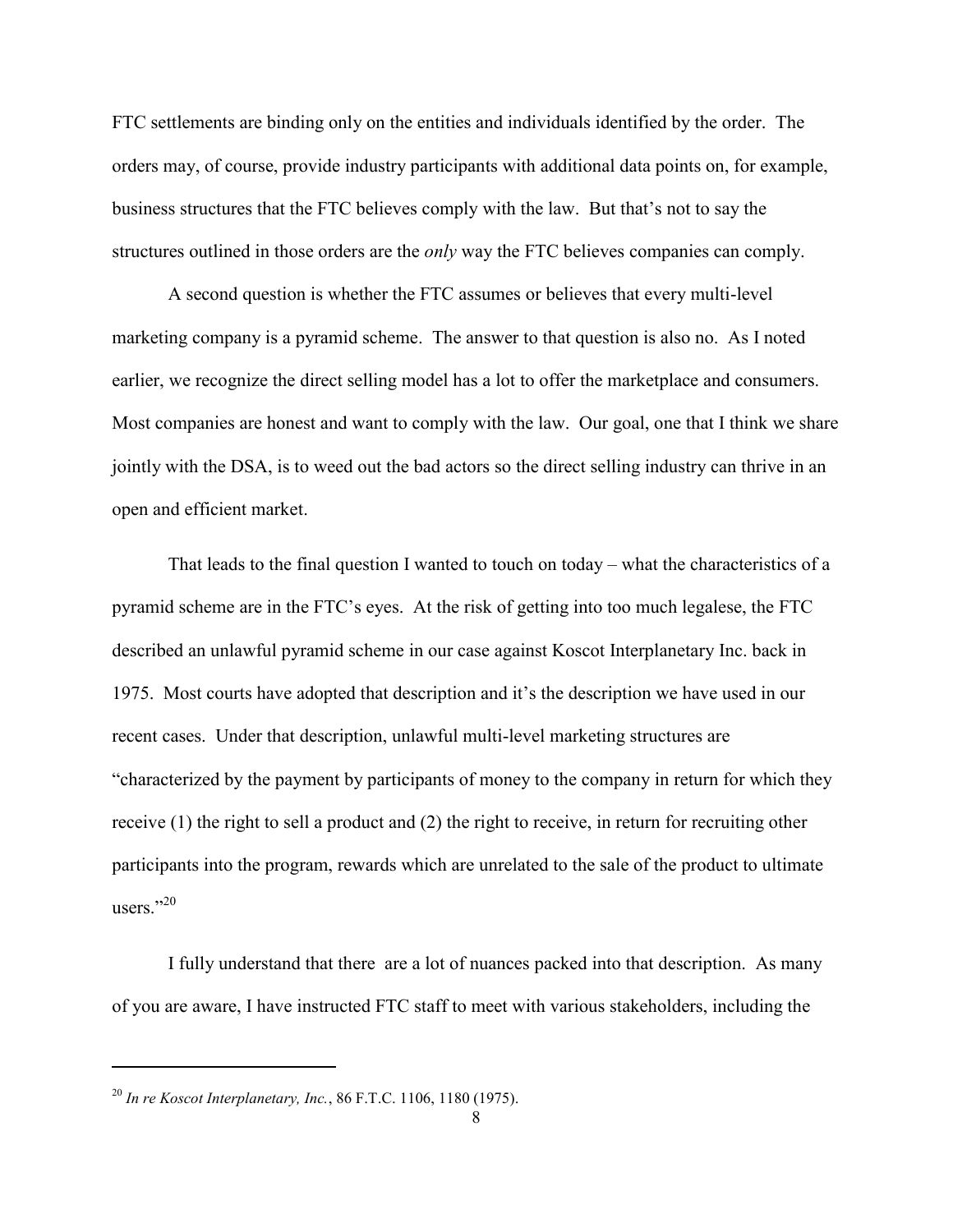FTC settlements are binding only on the entities and individuals identified by the order. The orders may, of course, provide industry participants with additional data points on, for example, business structures that the FTC believes comply with the law. But that's not to say the structures outlined in those orders are the *only* way the FTC believes companies can comply.

A second question is whether the FTC assumes or believes that every multi-level marketing company is a pyramid scheme. The answer to that question is also no. As I noted earlier, we recognize the direct selling model has a lot to offer the marketplace and consumers. Most companies are honest and want to comply with the law. Our goal, one that I think we share jointly with the DSA, is to weed out the bad actors so the direct selling industry can thrive in an open and efficient market.

That leads to the final question I wanted to touch on today – what the characteristics of a pyramid scheme are in the FTC's eyes. At the risk of getting into too much legalese, the FTC described an unlawful pyramid scheme in our case against Koscot Interplanetary Inc. back in 1975. Most courts have adopted that description and it's the description we have used in our recent cases. Under that description, unlawful multi-level marketing structures are "characterized by the payment by participants of money to the company in return for which they receive (1) the right to sell a product and (2) the right to receive, in return for recruiting other participants into the program, rewards which are unrelated to the sale of the product to ultimate users."[20]

I fully understand that there are a lot of nuances packed into that description. As many of you are aware, I have instructed FTC staff to meet with various stakeholders, including the

---

[20] *In re Koscot Interplanetary, Inc.*, 86 F.T.C. 1106, 1180 (1975).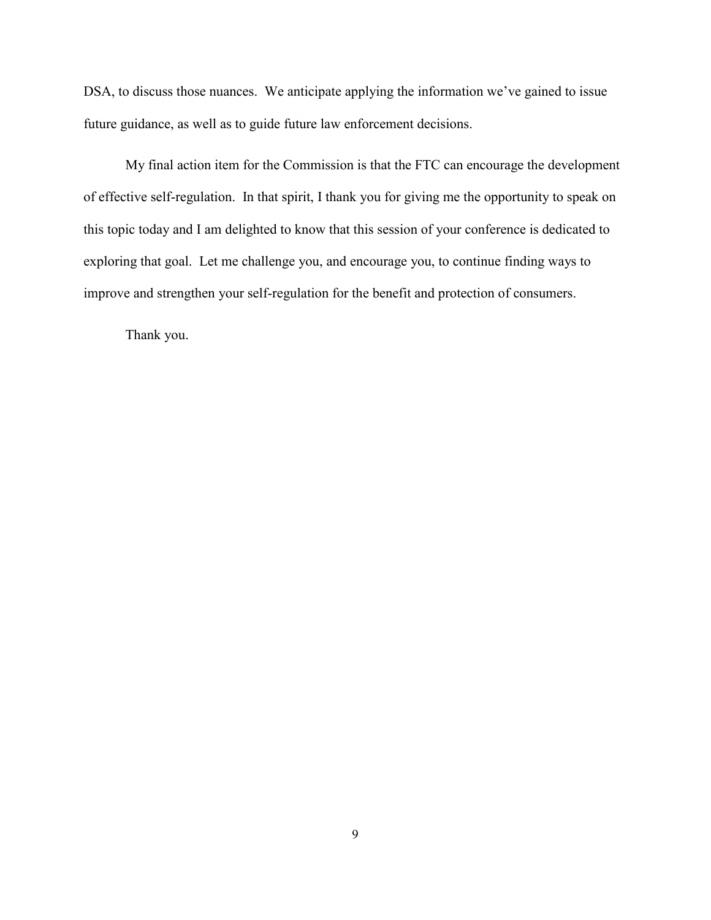DSA, to discuss those nuances. We anticipate applying the information we've gained to issue future guidance, as well as to guide future law enforcement decisions.

My final action item for the Commission is that the FTC can encourage the development of effective self-regulation. In that spirit, I thank you for giving me the opportunity to speak on this topic today and I am delighted to know that this session of your conference is dedicated to exploring that goal. Let me challenge you, and encourage you, to continue finding ways to improve and strengthen your self-regulation for the benefit and protection of consumers.

Thank you.